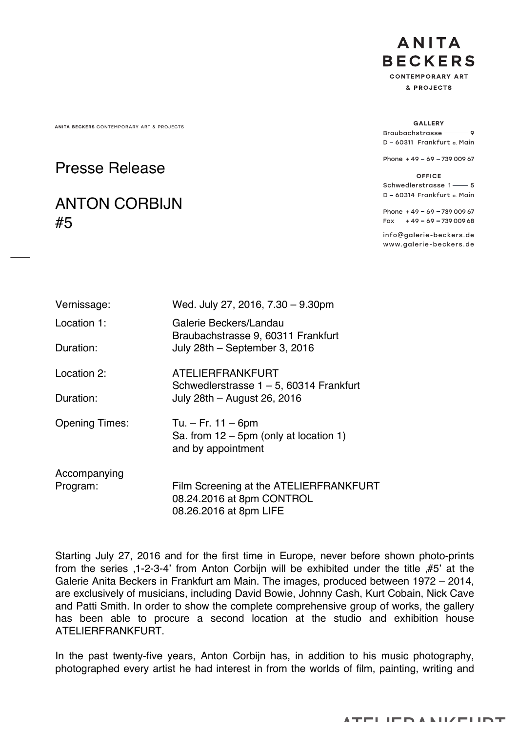ANITA
BECKERS
CONTEMPORARY ART
& PROJECTS

**ANITA BECKERS** CONTEMPORARY ART & PROJECTS

**GALLERY**
Braubachstrasse 9
D – 60311 Frankfurt a. Main

Phone + 49 – 69 – 739 009 67

**OFFICE**
Schwedlerstrasse 1 – 5
D – 60314 Frankfurt a. Main

Phone + 49 – 69 – 739 009 67
Fax + 49 – 69 – 739 009 68

info@galerie-beckers.de
www.galerie-beckers.de

# Presse Release

# ANTON CORBIJN #5

| | |
|---|---|
| Vernissage: | Wed. July 27, 2016, 7.30 – 9.30pm |
| Location 1: | Galerie Beckers/Landau<br>Braubachstrasse 9, 60311 Frankfurt |
| Duration: | July 28th – September 3, 2016 |
| Location 2: | ATELIERFRANKFURT<br>Schwedlerstrasse 1 – 5, 60314 Frankfurt |
| Duration: | July 28th – August 26, 2016 |
| Opening Times: | Tu. – Fr. 11 – 6pm<br>Sa. from 12 – 5pm (only at location 1)<br>and by appointment |
| Accompanying Program: | Film Screening at the ATELIERFRANKFURT<br>08.24.2016 at 8pm CONTROL<br>08.26.2016 at 8pm LIFE |

Starting July 27, 2016 and for the first time in Europe, never before shown photo-prints from the series ‚1-2-3-4' from Anton Corbijn will be exhibited under the title ‚#5' at the Galerie Anita Beckers in Frankfurt am Main. The images, produced between 1972 – 2014, are exclusively of musicians, including David Bowie, Johnny Cash, Kurt Cobain, Nick Cave and Patti Smith. In order to show the complete comprehensive group of works, the gallery has been able to procure a second location at the studio and exhibition house ATELIERFRANKFURT.

In the past twenty-five years, Anton Corbijn has, in addition to his music photography, photographed every artist he had interest in from the worlds of film, painting, writing and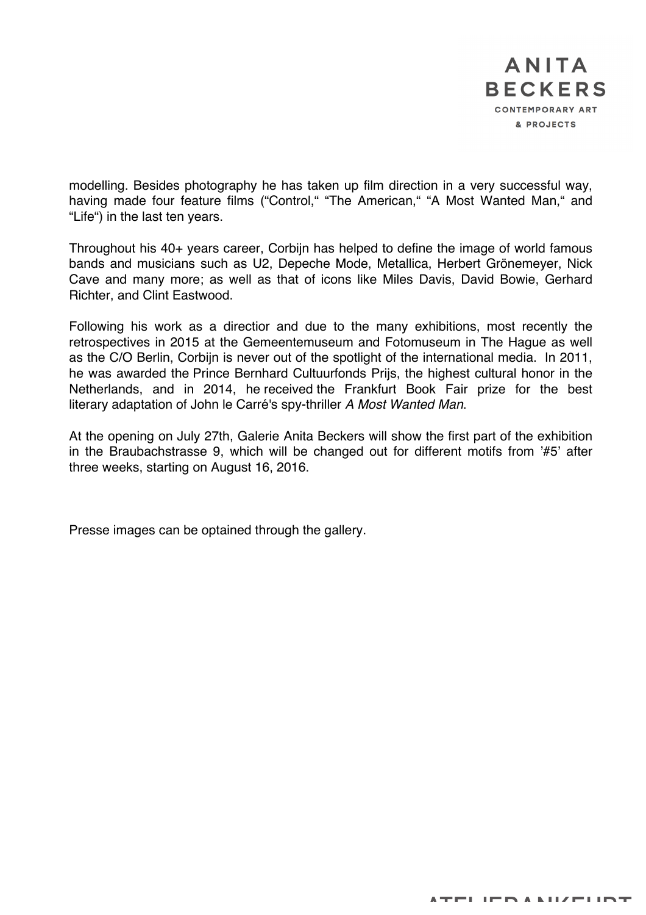modelling. Besides photography he has taken up film direction in a very successful way, having made four feature films ("Control," "The American," "A Most Wanted Man," and "Life") in the last ten years.

Throughout his 40+ years career, Corbijn has helped to define the image of world famous bands and musicians such as U2, Depeche Mode, Metallica, Herbert Grönemeyer, Nick Cave and many more; as well as that of icons like Miles Davis, David Bowie, Gerhard Richter, and Clint Eastwood.

Following his work as a directior and due to the many exhibitions, most recently the retrospectives in 2015 at the Gemeentemuseum and Fotomuseum in The Hague as well as the C/O Berlin, Corbijn is never out of the spotlight of the international media. In 2011, he was awarded the Prince Bernhard Cultuurfonds Prijs, the highest cultural honor in the Netherlands, and in 2014, he received the Frankfurt Book Fair prize for the best literary adaptation of John le Carré's spy-thriller *A Most Wanted Man*.

At the opening on July 27th, Galerie Anita Beckers will show the first part of the exhibition in the Braubachstrasse 9, which will be changed out for different motifs from '#5' after three weeks, starting on August 16, 2016.

Presse images can be optained through the gallery.